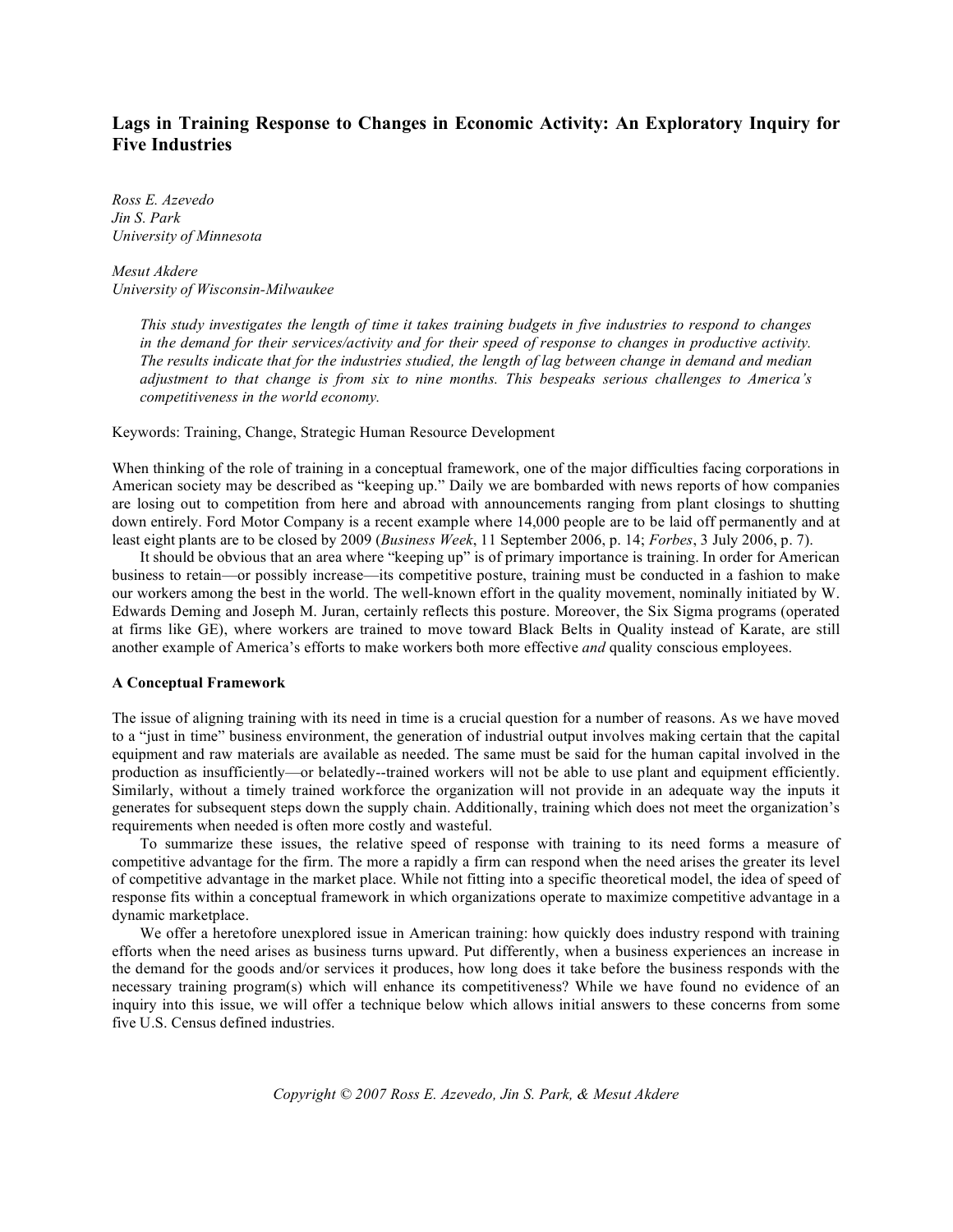# Lags in Training Response to Changes in Economic Activity: An Exploratory Inquiry for Five Industries

*Ross E. Azevedo*
*Jin S. Park*
*University of Minnesota*

*Mesut Akdere*
*University of Wisconsin-Milwaukee*

*This study investigates the length of time it takes training budgets in five industries to respond to changes in the demand for their services/activity and for their speed of response to changes in productive activity. The results indicate that for the industries studied, the length of lag between change in demand and median adjustment to that change is from six to nine months. This bespeaks serious challenges to America's competitiveness in the world economy.*

Keywords: Training, Change, Strategic Human Resource Development

When thinking of the role of training in a conceptual framework, one of the major difficulties facing corporations in American society may be described as "keeping up." Daily we are bombarded with news reports of how companies are losing out to competition from here and abroad with announcements ranging from plant closings to shutting down entirely. Ford Motor Company is a recent example where 14,000 people are to be laid off permanently and at least eight plants are to be closed by 2009 (*Business Week*, 11 September 2006, p. 14; *Forbes*, 3 July 2006, p. 7).

It should be obvious that an area where "keeping up" is of primary importance is training. In order for American business to retain—or possibly increase—its competitive posture, training must be conducted in a fashion to make our workers among the best in the world. The well-known effort in the quality movement, nominally initiated by W. Edwards Deming and Joseph M. Juran, certainly reflects this posture. Moreover, the Six Sigma programs (operated at firms like GE), where workers are trained to move toward Black Belts in Quality instead of Karate, are still another example of America's efforts to make workers both more effective *and* quality conscious employees.

## A Conceptual Framework

The issue of aligning training with its need in time is a crucial question for a number of reasons. As we have moved to a "just in time" business environment, the generation of industrial output involves making certain that the capital equipment and raw materials are available as needed. The same must be said for the human capital involved in the production as insufficiently—or belatedly--trained workers will not be able to use plant and equipment efficiently. Similarly, without a timely trained workforce the organization will not provide in an adequate way the inputs it generates for subsequent steps down the supply chain. Additionally, training which does not meet the organization's requirements when needed is often more costly and wasteful.

To summarize these issues, the relative speed of response with training to its need forms a measure of competitive advantage for the firm. The more a rapidly a firm can respond when the need arises the greater its level of competitive advantage in the market place. While not fitting into a specific theoretical model, the idea of speed of response fits within a conceptual framework in which organizations operate to maximize competitive advantage in a dynamic marketplace.

We offer a heretofore unexplored issue in American training: how quickly does industry respond with training efforts when the need arises as business turns upward. Put differently, when a business experiences an increase in the demand for the goods and/or services it produces, how long does it take before the business responds with the necessary training program(s) which will enhance its competitiveness? While we have found no evidence of an inquiry into this issue, we will offer a technique below which allows initial answers to these concerns from some five U.S. Census defined industries.

*Copyright © 2007 Ross E. Azevedo, Jin S. Park, & Mesut Akdere*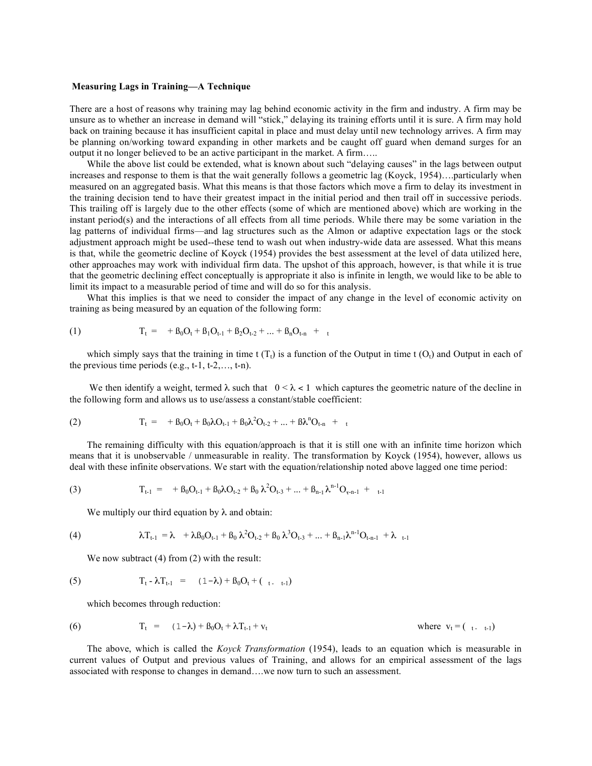**Measuring Lags in Training—A Technique**

There are a host of reasons why training may lag behind economic activity in the firm and industry. A firm may be unsure as to whether an increase in demand will "stick," delaying its training efforts until it is sure. A firm may hold back on training because it has insufficient capital in place and must delay until new technology arrives. A firm may be planning on/working toward expanding in other markets and be caught off guard when demand surges for an output it no longer believed to be an active participant in the market. A firm…..

While the above list could be extended, what is known about such "delaying causes" in the lags between output increases and response to them is that the wait generally follows a geometric lag (Koyck, 1954)….particularly when measured on an aggregated basis. What this means is that those factors which move a firm to delay its investment in the training decision tend to have their greatest impact in the initial period and then trail off in successive periods. This trailing off is largely due to the other effects (some of which are mentioned above) which are working in the instant period(s) and the interactions of all effects from all time periods. While there may be some variation in the lag patterns of individual firms—and lag structures such as the Almon or adaptive expectation lags or the stock adjustment approach might be used--these tend to wash out when industry-wide data are assessed. What this means is that, while the geometric decline of Koyck (1954) provides the best assessment at the level of data utilized here, other approaches may work with individual firm data. The upshot of this approach, however, is that while it is true that the geometric declining effect conceptually is appropriate it also is infinite in length, we would like to be able to limit its impact to a measurable period of time and will do so for this analysis.

What this implies is that we need to consider the impact of any change in the level of economic activity on training as being measured by an equation of the following form:

$$T_t = \quad + \beta_0 O_t + \beta_1 O_{t-1} + \beta_2 O_{t-2} + \ldots + \beta_n O_{t-n} + \quad_t \tag{1}$$

which simply says that the training in time t ($T_t$) is a function of the Output in time t ($O_t$) and Output in each of the previous time periods (e.g., t-1, t-2,…, t-n).

We then identify a weight, termed $\lambda$ such that $0 < \lambda < 1$ which captures the geometric nature of the decline in the following form and allows us to use/assess a constant/stable coefficient:

$$T_t = \quad + \beta_0 O_t + \beta_0 \lambda O_{t-1} + \beta_0 \lambda^2 O_{t-2} + \ldots + \beta \lambda^n O_{t-n} + \quad_t \tag{2}$$

The remaining difficulty with this equation/approach is that it is still one with an infinite time horizon which means that it is unobservable / unmeasurable in reality. The transformation by Koyck (1954), however, allows us deal with these infinite observations. We start with the equation/relationship noted above lagged one time period:

$$T_{t-1} = \quad + \beta_0 O_{t-1} + \beta_0 \lambda O_{t-2} + \beta_0 \lambda^2 O_{t-3} + \ldots + \beta_{n-1} \lambda^{n-1} O_{\tau-n-1} + \quad_{t-1} \tag{3}$$

We multiply our third equation by $\lambda$ and obtain:

$$\lambda T_{t-1} = \lambda \quad + \lambda \beta_0 O_{t-1} + \beta_0 \lambda^2 O_{t-2} + \beta_0 \lambda^3 O_{t-3} + \ldots + \beta_{n-1} \lambda^{n-1} O_{t-n-1} + \lambda \quad_{t-1} \tag{4}$$

We now subtract (4) from (2) with the result:

$$T_t - \lambda T_{t-1} = \quad (1-\lambda) + \beta_0 O_t + (\quad_t - \quad_{t-1}) \tag{5}$$

which becomes through reduction:

$$T_t = \quad (1-\lambda) + \beta_0 O_t + \lambda T_{t-1} + v_t \qquad \text{where } v_t = (\quad_t - \quad_{t-1}) \tag{6}$$

The above, which is called the *Koyck Transformation* (1954), leads to an equation which is measurable in current values of Output and previous values of Training, and allows for an empirical assessment of the lags associated with response to changes in demand….we now turn to such an assessment.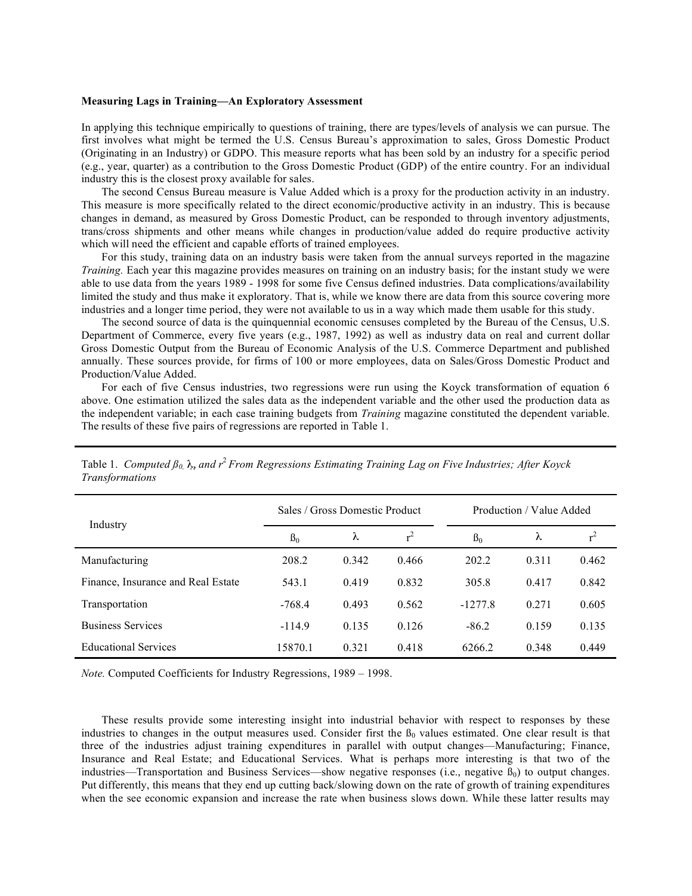**Measuring Lags in Training—An Exploratory Assessment**

In applying this technique empirically to questions of training, there are types/levels of analysis we can pursue. The first involves what might be termed the U.S. Census Bureau's approximation to sales, Gross Domestic Product (Originating in an Industry) or GDPO. This measure reports what has been sold by an industry for a specific period (e.g., year, quarter) as a contribution to the Gross Domestic Product (GDP) of the entire country. For an individual industry this is the closest proxy available for sales.

The second Census Bureau measure is Value Added which is a proxy for the production activity in an industry. This measure is more specifically related to the direct economic/productive activity in an industry. This is because changes in demand, as measured by Gross Domestic Product, can be responded to through inventory adjustments, trans/cross shipments and other means while changes in production/value added do require productive activity which will need the efficient and capable efforts of trained employees.

For this study, training data on an industry basis were taken from the annual surveys reported in the magazine *Training.* Each year this magazine provides measures on training on an industry basis; for the instant study we were able to use data from the years 1989 - 1998 for some five Census defined industries. Data complications/availability limited the study and thus make it exploratory. That is, while we know there are data from this source covering more industries and a longer time period, they were not available to us in a way which made them usable for this study.

The second source of data is the quinquennial economic censuses completed by the Bureau of the Census, U.S. Department of Commerce, every five years (e.g., 1987, 1992) as well as industry data on real and current dollar Gross Domestic Output from the Bureau of Economic Analysis of the U.S. Commerce Department and published annually. These sources provide, for firms of 100 or more employees, data on Sales/Gross Domestic Product and Production/Value Added.

For each of five Census industries, two regressions were run using the Koyck transformation of equation 6 above. One estimation utilized the sales data as the independent variable and the other used the production data as the independent variable; in each case training budgets from *Training* magazine constituted the dependent variable. The results of these five pairs of regressions are reported in Table 1.

Table 1. *Computed $\beta_0$, $\lambda$, and $r^2$ From Regressions Estimating Training Lag on Five Industries; After Koyck Transformations*

| Industry | Sales / Gross Domestic Product | | | Production / Value Added | | |
|---|---|---|---|---|---|---|
| | $\beta_0$ | $\lambda$ | $r^2$ | $\beta_0$ | $\lambda$ | $r^2$ |
| Manufacturing | 208.2 | 0.342 | 0.466 | 202.2 | 0.311 | 0.462 |
| Finance, Insurance and Real Estate | 543.1 | 0.419 | 0.832 | 305.8 | 0.417 | 0.842 |
| Transportation | -768.4 | 0.493 | 0.562 | -1277.8 | 0.271 | 0.605 |
| Business Services | -114.9 | 0.135 | 0.126 | -86.2 | 0.159 | 0.135 |
| Educational Services | 15870.1 | 0.321 | 0.418 | 6266.2 | 0.348 | 0.449 |

*Note.* Computed Coefficients for Industry Regressions, 1989 – 1998.

These results provide some interesting insight into industrial behavior with respect to responses by these industries to changes in the output measures used. Consider first the $\beta_0$ values estimated. One clear result is that three of the industries adjust training expenditures in parallel with output changes—Manufacturing; Finance, Insurance and Real Estate; and Educational Services. What is perhaps more interesting is that two of the industries—Transportation and Business Services—show negative responses (i.e., negative $\beta_0$) to output changes. Put differently, this means that they end up cutting back/slowing down on the rate of growth of training expenditures when the see economic expansion and increase the rate when business slows down. While these latter results may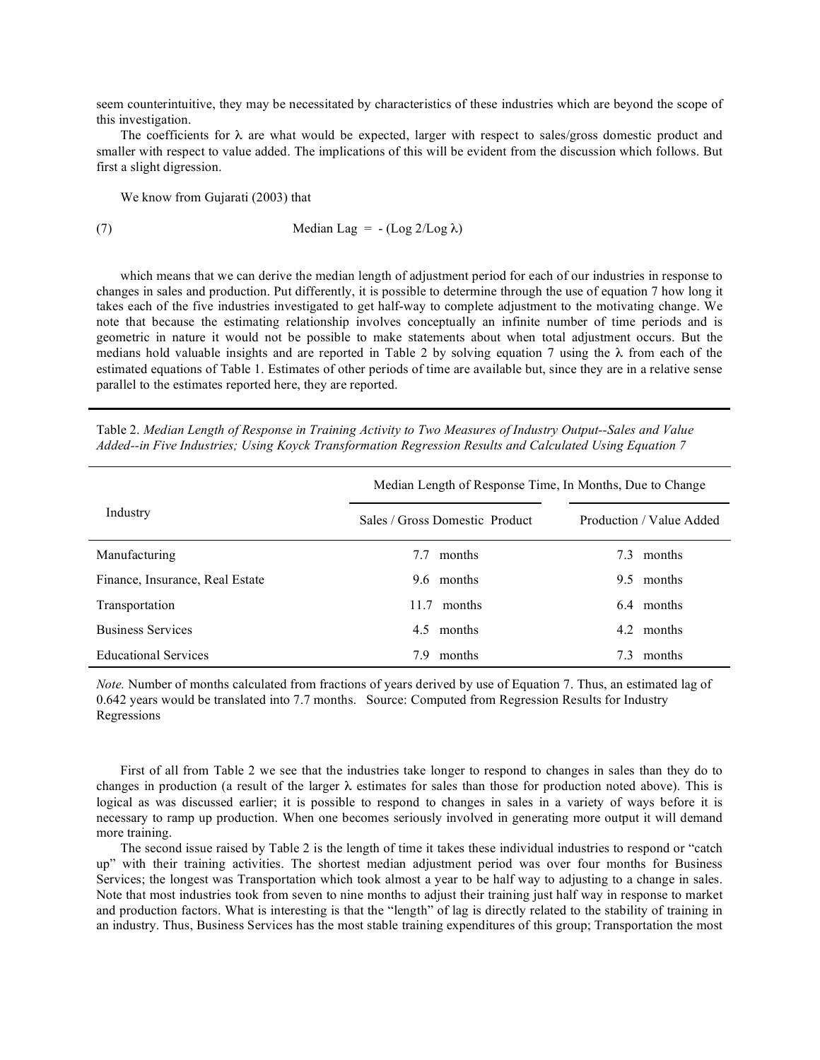seem counterintuitive, they may be necessitated by characteristics of these industries which are beyond the scope of this investigation.

The coefficients for $\lambda$ are what would be expected, larger with respect to sales/gross domestic product and smaller with respect to value added. The implications of this will be evident from the discussion which follows. But first a slight digression.

We know from Gujarati (2003) that

$$\text{Median Lag} = -(\text{Log } 2/\text{Log } \lambda) \qquad (7)$$

which means that we can derive the median length of adjustment period for each of our industries in response to changes in sales and production. Put differently, it is possible to determine through the use of equation 7 how long it takes each of the five industries investigated to get half-way to complete adjustment to the motivating change. We note that because the estimating relationship involves conceptually an infinite number of time periods and is geometric in nature it would not be possible to make statements about when total adjustment occurs. But the medians hold valuable insights and are reported in Table 2 by solving equation 7 using the $\lambda$ from each of the estimated equations of Table 1. Estimates of other periods of time are available but, since they are in a relative sense parallel to the estimates reported here, they are reported.

Table 2. *Median Length of Response in Training Activity to Two Measures of Industry Output--Sales and Value Added--in Five Industries; Using Koyck Transformation Regression Results and Calculated Using Equation 7*

| Industry | Median Length of Response Time, In Months, Due to Change | |
|---|---|---|
| | Sales / Gross Domestic Product | Production / Value Added |
| Manufacturing | 7.7 months | 7.3 months |
| Finance, Insurance, Real Estate | 9.6 months | 9.5 months |
| Transportation | 11.7 months | 6.4 months |
| Business Services | 4.5 months | 4.2 months |
| Educational Services | 7.9 months | 7.3 months |

*Note.* Number of months calculated from fractions of years derived by use of Equation 7. Thus, an estimated lag of 0.642 years would be translated into 7.7 months. Source: Computed from Regression Results for Industry Regressions

First of all from Table 2 we see that the industries take longer to respond to changes in sales than they do to changes in production (a result of the larger $\lambda$ estimates for sales than those for production noted above). This is logical as was discussed earlier; it is possible to respond to changes in sales in a variety of ways before it is necessary to ramp up production. When one becomes seriously involved in generating more output it will demand more training.

The second issue raised by Table 2 is the length of time it takes these individual industries to respond or "catch up" with their training activities. The shortest median adjustment period was over four months for Business Services; the longest was Transportation which took almost a year to be half way to adjusting to a change in sales. Note that most industries took from seven to nine months to adjust their training just half way in response to market and production factors. What is interesting is that the "length" of lag is directly related to the stability of training in an industry. Thus, Business Services has the most stable training expenditures of this group; Transportation the most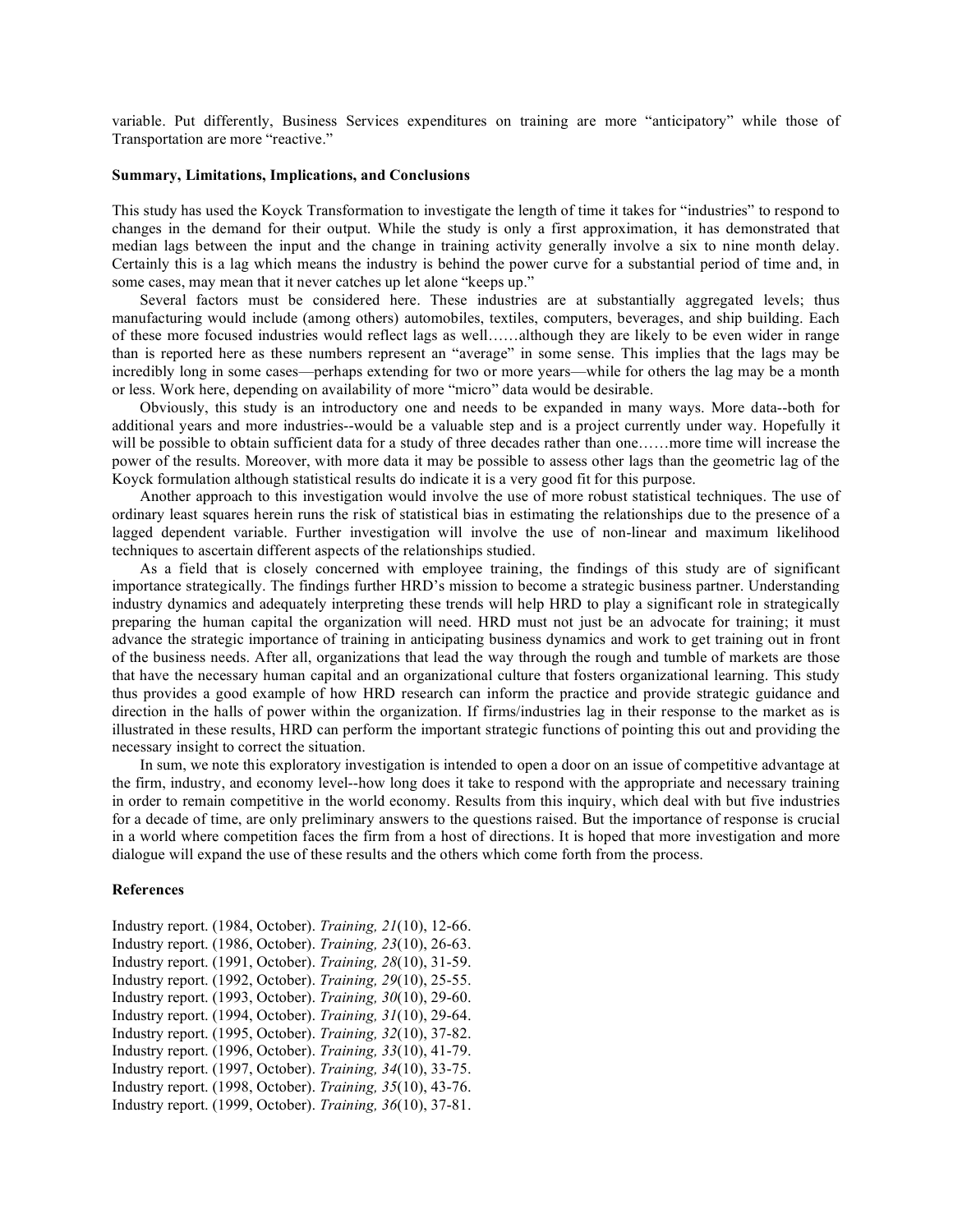variable. Put differently, Business Services expenditures on training are more "anticipatory" while those of Transportation are more "reactive."

### Summary, Limitations, Implications, and Conclusions

This study has used the Koyck Transformation to investigate the length of time it takes for "industries" to respond to changes in the demand for their output. While the study is only a first approximation, it has demonstrated that median lags between the input and the change in training activity generally involve a six to nine month delay. Certainly this is a lag which means the industry is behind the power curve for a substantial period of time and, in some cases, may mean that it never catches up let alone "keeps up."

Several factors must be considered here. These industries are at substantially aggregated levels; thus manufacturing would include (among others) automobiles, textiles, computers, beverages, and ship building. Each of these more focused industries would reflect lags as well……although they are likely to be even wider in range than is reported here as these numbers represent an "average" in some sense. This implies that the lags may be incredibly long in some cases—perhaps extending for two or more years—while for others the lag may be a month or less. Work here, depending on availability of more "micro" data would be desirable.

Obviously, this study is an introductory one and needs to be expanded in many ways. More data--both for additional years and more industries--would be a valuable step and is a project currently under way. Hopefully it will be possible to obtain sufficient data for a study of three decades rather than one……more time will increase the power of the results. Moreover, with more data it may be possible to assess other lags than the geometric lag of the Koyck formulation although statistical results do indicate it is a very good fit for this purpose.

Another approach to this investigation would involve the use of more robust statistical techniques. The use of ordinary least squares herein runs the risk of statistical bias in estimating the relationships due to the presence of a lagged dependent variable. Further investigation will involve the use of non-linear and maximum likelihood techniques to ascertain different aspects of the relationships studied.

As a field that is closely concerned with employee training, the findings of this study are of significant importance strategically. The findings further HRD's mission to become a strategic business partner. Understanding industry dynamics and adequately interpreting these trends will help HRD to play a significant role in strategically preparing the human capital the organization will need. HRD must not just be an advocate for training; it must advance the strategic importance of training in anticipating business dynamics and work to get training out in front of the business needs. After all, organizations that lead the way through the rough and tumble of markets are those that have the necessary human capital and an organizational culture that fosters organizational learning. This study thus provides a good example of how HRD research can inform the practice and provide strategic guidance and direction in the halls of power within the organization. If firms/industries lag in their response to the market as is illustrated in these results, HRD can perform the important strategic functions of pointing this out and providing the necessary insight to correct the situation.

In sum, we note this exploratory investigation is intended to open a door on an issue of competitive advantage at the firm, industry, and economy level--how long does it take to respond with the appropriate and necessary training in order to remain competitive in the world economy. Results from this inquiry, which deal with but five industries for a decade of time, are only preliminary answers to the questions raised. But the importance of response is crucial in a world where competition faces the firm from a host of directions. It is hoped that more investigation and more dialogue will expand the use of these results and the others which come forth from the process.

### References

Industry report. (1984, October). *Training, 21*(10), 12-66.
Industry report. (1986, October). *Training, 23*(10), 26-63.
Industry report. (1991, October). *Training, 28*(10), 31-59.
Industry report. (1992, October). *Training, 29*(10), 25-55.
Industry report. (1993, October). *Training, 30*(10), 29-60.
Industry report. (1994, October). *Training, 31*(10), 29-64.
Industry report. (1995, October). *Training, 32*(10), 37-82.
Industry report. (1996, October). *Training, 33*(10), 41-79.
Industry report. (1997, October). *Training, 34*(10), 33-75.
Industry report. (1998, October). *Training, 35*(10), 43-76.
Industry report. (1999, October). *Training, 36*(10), 37-81.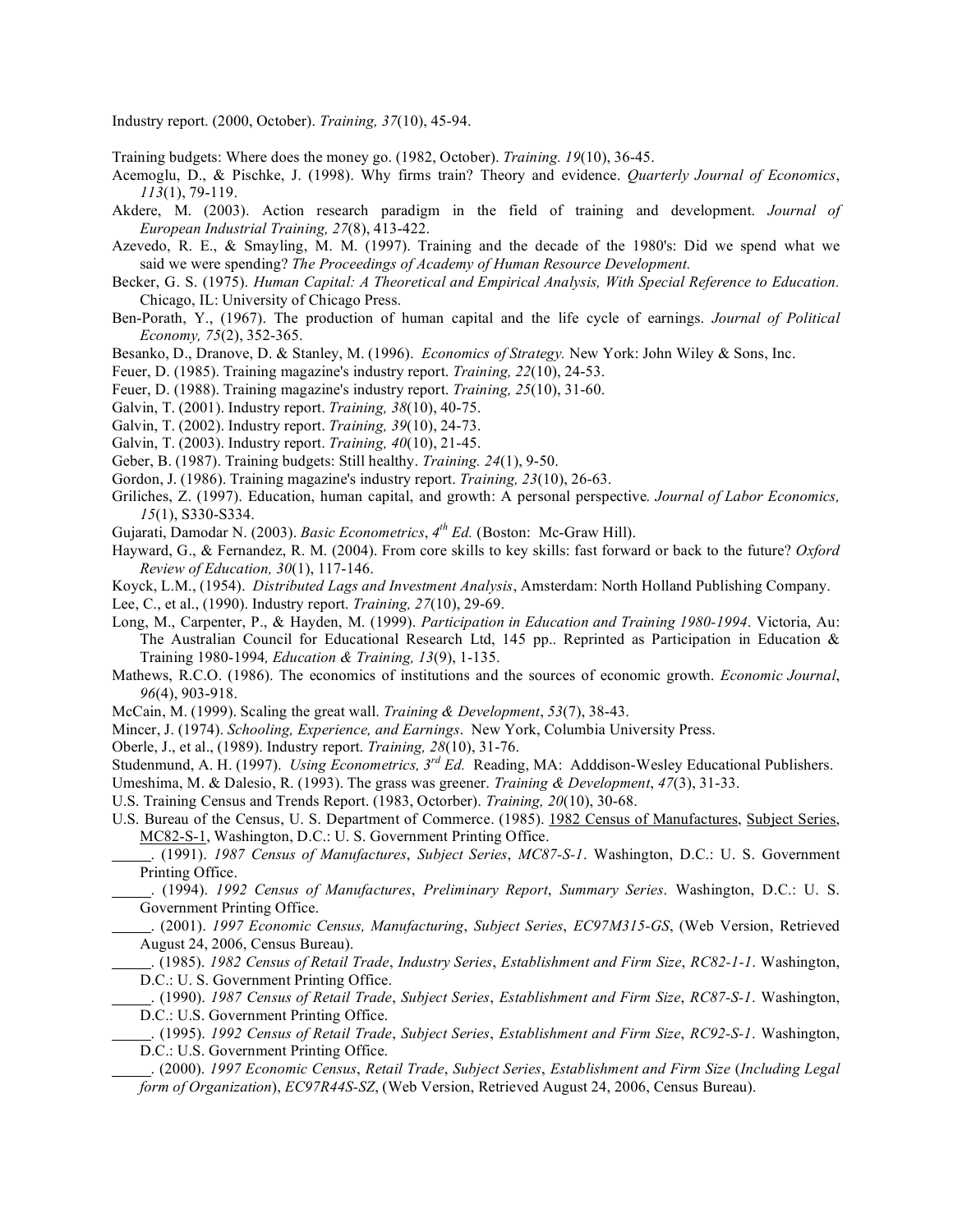Industry report. (2000, October). *Training, 37*(10), 45-94.

Training budgets: Where does the money go. (1982, October). *Training. 19*(10), 36-45.

Acemoglu, D., & Pischke, J. (1998). Why firms train? Theory and evidence. *Quarterly Journal of Economics*, *113*(1), 79-119.

Akdere, M. (2003). Action research paradigm in the field of training and development. *Journal of European Industrial Training, 27*(8), 413-422.

Azevedo, R. E., & Smayling, M. M. (1997). Training and the decade of the 1980's: Did we spend what we said we were spending? *The Proceedings of Academy of Human Resource Development.*

Becker, G. S. (1975). *Human Capital: A Theoretical and Empirical Analysis, With Special Reference to Education.* Chicago, IL: University of Chicago Press.

Ben-Porath, Y., (1967). The production of human capital and the life cycle of earnings. *Journal of Political Economy, 75*(2), 352-365.

Besanko, D., Dranove, D. & Stanley, M. (1996). *Economics of Strategy.* New York: John Wiley & Sons, Inc.

Feuer, D. (1985). Training magazine's industry report. *Training, 22*(10), 24-53.

Feuer, D. (1988). Training magazine's industry report. *Training, 25*(10), 31-60.

Galvin, T. (2001). Industry report. *Training, 38*(10), 40-75.

Galvin, T. (2002). Industry report. *Training, 39*(10), 24-73.

Galvin, T. (2003). Industry report. *Training, 40*(10), 21-45.

Geber, B. (1987). Training budgets: Still healthy. *Training. 24*(1), 9-50.

Gordon, J. (1986). Training magazine's industry report. *Training, 23*(10), 26-63.

Griliches, Z. (1997). Education, human capital, and growth: A personal perspective*. Journal of Labor Economics, 15*(1), S330-S334.

Gujarati, Damodar N. (2003). *Basic Econometrics*, *4th Ed.* (Boston: Mc-Graw Hill).

Hayward, G., & Fernandez, R. M. (2004). From core skills to key skills: fast forward or back to the future? *Oxford Review of Education, 30*(1), 117-146.

Koyck, L.M., (1954). *Distributed Lags and Investment Analysis*, Amsterdam: North Holland Publishing Company.

Lee, C., et al., (1990). Industry report. *Training, 27*(10), 29-69.

Long, M., Carpenter, P., & Hayden, M. (1999). *Participation in Education and Training 1980-1994*. Victoria, Au: The Australian Council for Educational Research Ltd, 145 pp.. Reprinted as Participation in Education & Training 1980-1994*, Education & Training, 13*(9), 1-135.

Mathews, R.C.O. (1986). The economics of institutions and the sources of economic growth. *Economic Journal*, *96*(4), 903-918.

McCain, M. (1999). Scaling the great wall. *Training & Development*, *53*(7), 38-43.

Mincer, J. (1974). *Schooling, Experience, and Earnings*. New York, Columbia University Press.

Oberle, J., et al., (1989). Industry report. *Training, 28*(10), 31-76.

Studenmund, A. H. (1997). *Using Econometrics, 3rd Ed.* Reading, MA: Adddison-Wesley Educational Publishers.

Umeshima, M. & Dalesio, R. (1993). The grass was greener. *Training & Development*, *47*(3), 31-33.

U.S. Training Census and Trends Report. (1983, Octorber). *Training, 20*(10), 30-68.

U.S. Bureau of the Census, U. S. Department of Commerce. (1985). 1982 Census of Manufactures, Subject Series, MC82-S-1, Washington, D.C.: U. S. Government Printing Office.

\_\_\_\_\_. (1991). *1987 Census of Manufactures*, *Subject Series*, *MC87-S-1*. Washington, D.C.: U. S. Government Printing Office.

\_\_\_\_\_. (1994). *1992 Census of Manufactures*, *Preliminary Report*, *Summary Series*. Washington, D.C.: U. S. Government Printing Office.

\_\_\_\_\_. (2001). *1997 Economic Census, Manufacturing*, *Subject Series*, *EC97M315-GS*, (Web Version, Retrieved August 24, 2006, Census Bureau).

\_\_\_\_\_. (1985). *1982 Census of Retail Trade*, *Industry Series*, *Establishment and Firm Size*, *RC82-1-1*. Washington, D.C.: U. S. Government Printing Office.

\_\_\_\_\_. (1990). *1987 Census of Retail Trade*, *Subject Series*, *Establishment and Firm Size*, *RC87-S-1*. Washington, D.C.: U.S. Government Printing Office.

\_\_\_\_\_. (1995). *1992 Census of Retail Trade*, *Subject Series*, *Establishment and Firm Size*, *RC92-S-1*. Washington, D.C.: U.S. Government Printing Office.

\_\_\_\_\_. (2000). *1997 Economic Census*, *Retail Trade*, *Subject Series*, *Establishment and Firm Size* (*Including Legal form of Organization*), *EC97R44S-SZ*, (Web Version, Retrieved August 24, 2006, Census Bureau).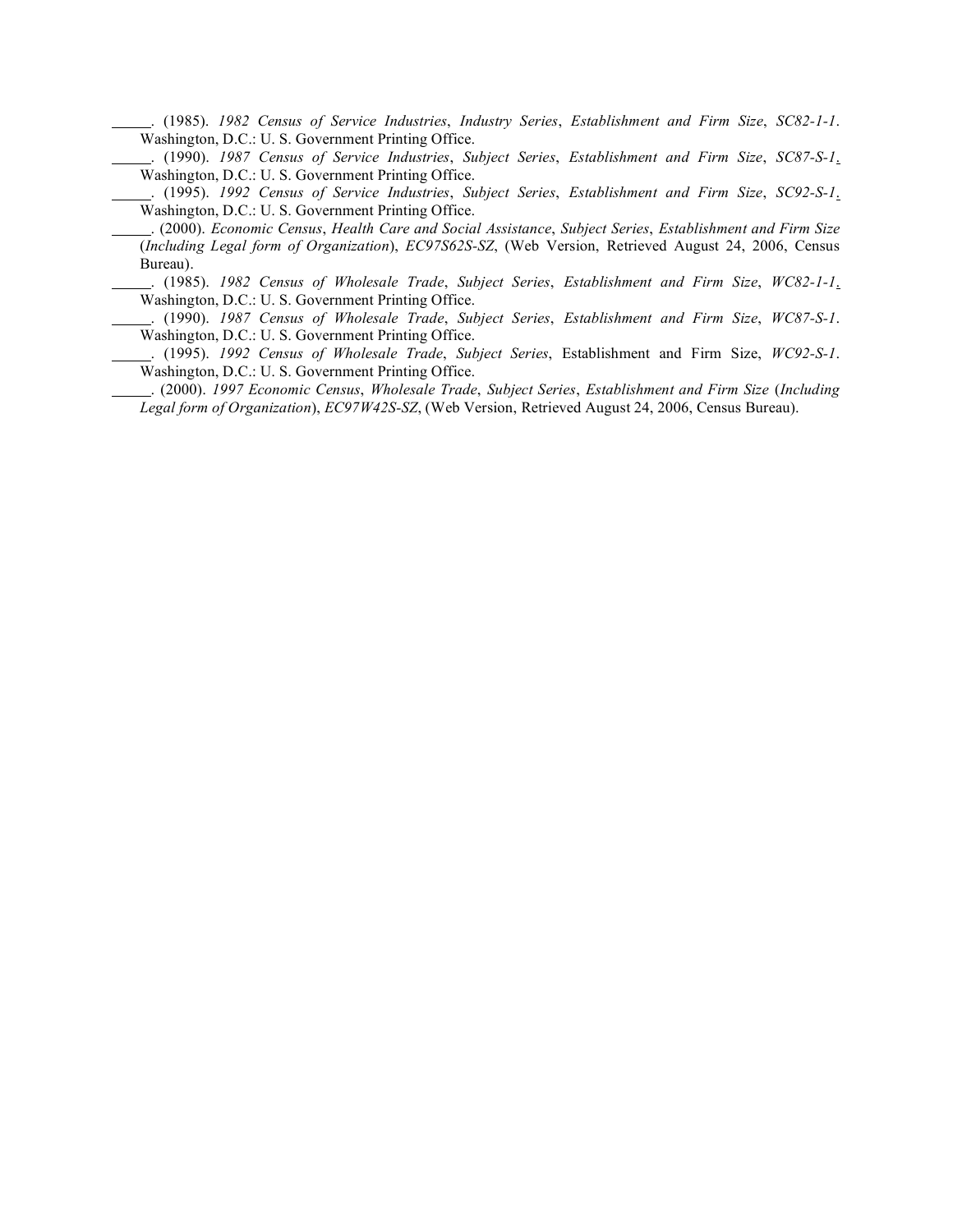\_\_\_\_\_. (1985). *1982 Census of Service Industries*, *Industry Series*, *Establishment and Firm Size*, *SC82-1-1*. Washington, D.C.: U. S. Government Printing Office.

\_\_\_\_\_. (1990). *1987 Census of Service Industries*, *Subject Series*, *Establishment and Firm Size*, *SC87-S-1*. Washington, D.C.: U. S. Government Printing Office.

\_\_\_\_\_. (1995). *1992 Census of Service Industries*, *Subject Series*, *Establishment and Firm Size*, *SC92-S-1*. Washington, D.C.: U. S. Government Printing Office.

\_\_\_\_\_. (2000). *Economic Census*, *Health Care and Social Assistance*, *Subject Series*, *Establishment and Firm Size* (*Including Legal form of Organization*), *EC97S62S-SZ*, (Web Version, Retrieved August 24, 2006, Census Bureau).

\_\_\_\_\_. (1985). *1982 Census of Wholesale Trade*, *Subject Series*, *Establishment and Firm Size*, *WC82-1-1*. Washington, D.C.: U. S. Government Printing Office.

\_\_\_\_\_. (1990). *1987 Census of Wholesale Trade*, *Subject Series*, *Establishment and Firm Size*, *WC87-S-1*. Washington, D.C.: U. S. Government Printing Office.

\_\_\_\_\_. (1995). *1992 Census of Wholesale Trade*, *Subject Series*, Establishment and Firm Size, *WC92-S-1*. Washington, D.C.: U. S. Government Printing Office.

\_\_\_\_\_. (2000). *1997 Economic Census*, *Wholesale Trade*, *Subject Series*, *Establishment and Firm Size* (*Including Legal form of Organization*), *EC97W42S-SZ*, (Web Version, Retrieved August 24, 2006, Census Bureau).